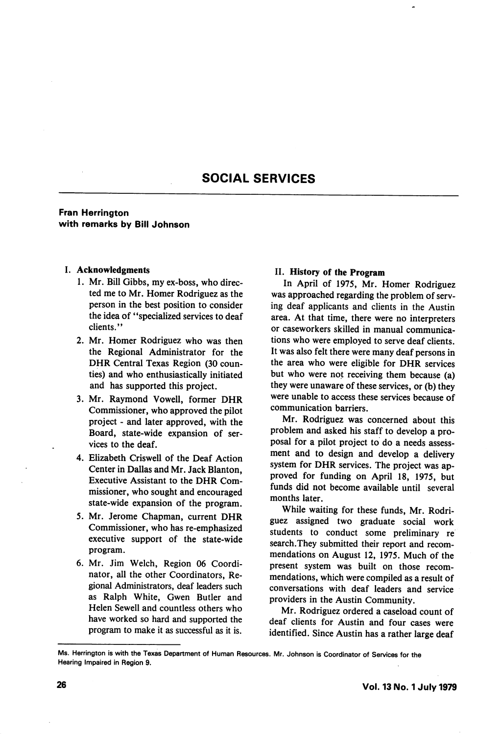# SOCIAL SERVICES

**Fran Herrington**
**with remarks by Bill Johnson**

## I. Acknowledgments

1. Mr. Bill Gibbs, my ex-boss, who directed me to Mr. Homer Rodriguez as the person in the best position to consider the idea of "specialized services to deaf clients."
2. Mr. Homer Rodriguez who was then the Regional Administrator for the DHR Central Texas Region (30 counties) and who enthusiastically initiated and has supported this project.
3. Mr. Raymond Vowell, former DHR Commissioner, who approved the pilot project - and later approved, with the Board, state-wide expansion of services to the deaf.
4. Elizabeth Criswell of the Deaf Action Center in Dallas and Mr. Jack Blanton, Executive Assistant to the DHR Commissioner, who sought and encouraged state-wide expansion of the program.
5. Mr. Jerome Chapman, current DHR Commissioner, who has re-emphasized executive support of the state-wide program.
6. Mr. Jim Welch, Region 06 Coordinator, all the other Coordinators, Regional Administrators, deaf leaders such as Ralph White, Gwen Butler and Helen Sewell and countless others who have worked so hard and supported the program to make it as successful as it is.

## II. History of the Program

In April of 1975, Mr. Homer Rodriguez was approached regarding the problem of serving deaf applicants and clients in the Austin area. At that time, there were no interpreters or caseworkers skilled in manual communications who were employed to serve deaf clients. It was also felt there were many deaf persons in the area who were eligible for DHR services but who were not receiving them because (a) they were unaware of these services, or (b) they were unable to access these services because of communication barriers.

Mr. Rodriguez was concerned about this problem and asked his staff to develop a proposal for a pilot project to do a needs assessment and to design and develop a delivery system for DHR services. The project was approved for funding on April 18, 1975, but funds did not become available until several months later.

While waiting for these funds, Mr. Rodriguez assigned two graduate social work students to conduct some preliminary research. They submitted their report and recommendations on August 12, 1975. Much of the present system was built on those recommendations, which were compiled as a result of conversations with deaf leaders and service providers in the Austin Community.

Mr. Rodriguez ordered a caseload count of deaf clients for Austin and four cases were identified. Since Austin has a rather large deaf

---

Ms. Herrington is with the Texas Department of Human Resources. Mr. Johnson is Coordinator of Services for the Hearing Impaired in Region 9.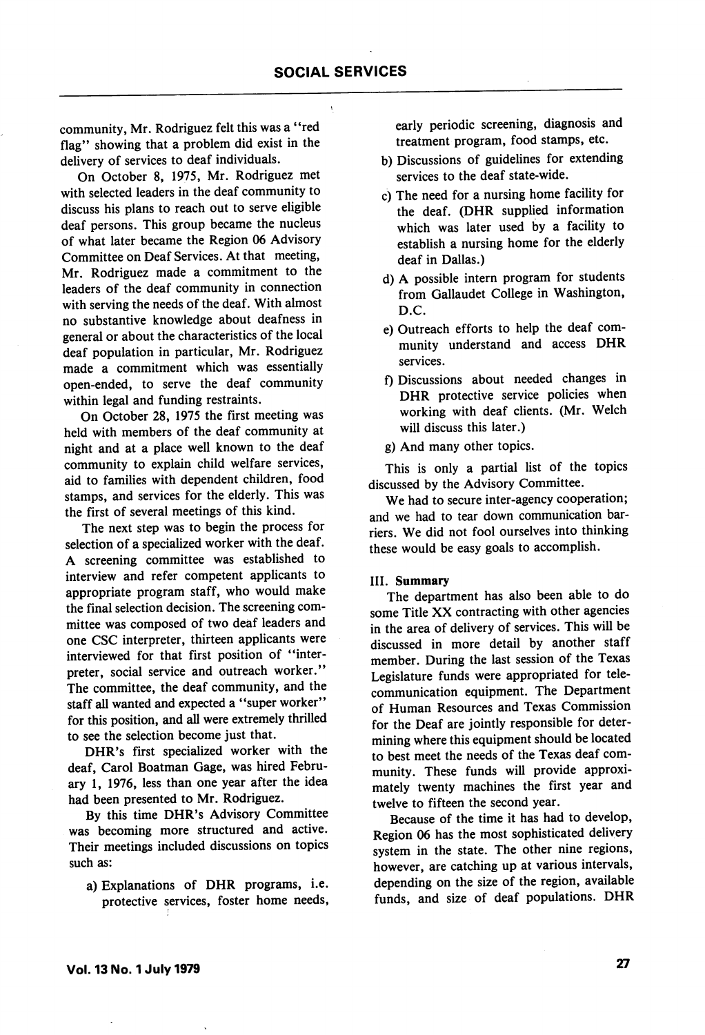community, Mr. Rodriguez felt this was a "red flag" showing that a problem did exist in the delivery of services to deaf individuals.

On October 8, 1975, Mr. Rodriguez met with selected leaders in the deaf community to discuss his plans to reach out to serve eligible deaf persons. This group became the nucleus of what later became the Region 06 Advisory Committee on Deaf Services. At that meeting, Mr. Rodriguez made a commitment to the leaders of the deaf community in connection with serving the needs of the deaf. With almost no substantive knowledge about deafness in general or about the characteristics of the local deaf population in particular, Mr. Rodriguez made a commitment which was essentially open-ended, to serve the deaf community within legal and funding restraints.

On October 28, 1975 the first meeting was held with members of the deaf community at night and at a place well known to the deaf community to explain child welfare services, aid to families with dependent children, food stamps, and services for the elderly. This was the first of several meetings of this kind.

The next step was to begin the process for selection of a specialized worker with the deaf. A screening committee was established to interview and refer competent applicants to appropriate program staff, who would make the final selection decision. The screening committee was composed of two deaf leaders and one CSC interpreter, thirteen applicants were interviewed for that first position of "interpreter, social service and outreach worker." The committee, the deaf community, and the staff all wanted and expected a "super worker" for this position, and all were extremely thrilled to see the selection become just that.

DHR's first specialized worker with the deaf, Carol Boatman Gage, was hired February 1, 1976, less than one year after the idea had been presented to Mr. Rodriguez.

By this time DHR's Advisory Committee was becoming more structured and active. Their meetings included discussions on topics such as:

a) Explanations of DHR programs, i.e. protective services, foster home needs, early periodic screening, diagnosis and treatment program, food stamps, etc.
b) Discussions of guidelines for extending services to the deaf state-wide.
c) The need for a nursing home facility for the deaf. (DHR supplied information which was later used by a facility to establish a nursing home for the elderly deaf in Dallas.)
d) A possible intern program for students from Gallaudet College in Washington, D.C.
e) Outreach efforts to help the deaf community understand and access DHR services.
f) Discussions about needed changes in DHR protective service policies when working with deaf clients. (Mr. Welch will discuss this later.)
g) And many other topics.

This is only a partial list of the topics discussed by the Advisory Committee.

We had to secure inter-agency cooperation; and we had to tear down communication barriers. We did not fool ourselves into thinking these would be easy goals to accomplish.

### III. Summary

The department has also been able to do some Title XX contracting with other agencies in the area of delivery of services. This will be discussed in more detail by another staff member. During the last session of the Texas Legislature funds were appropriated for telecommunication equipment. The Department of Human Resources and Texas Commission for the Deaf are jointly responsible for determining where this equipment should be located to best meet the needs of the Texas deaf community. These funds will provide approximately twenty machines the first year and twelve to fifteen the second year.

Because of the time it has had to develop, Region 06 has the most sophisticated delivery system in the state. The other nine regions, however, are catching up at various intervals, depending on the size of the region, available funds, and size of deaf populations. DHR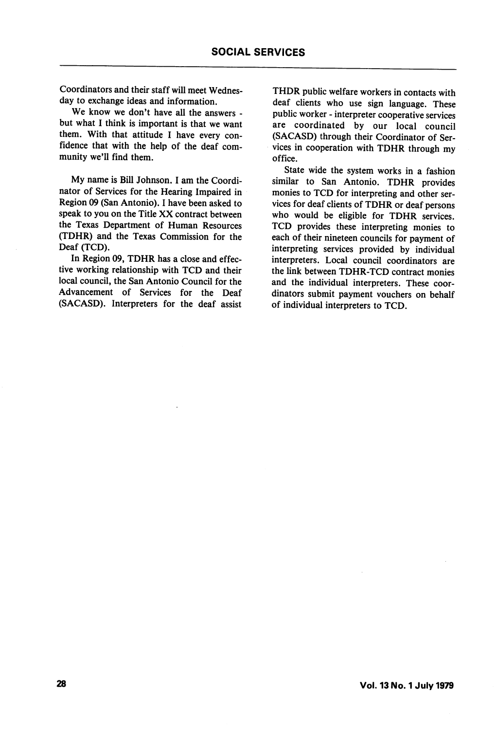Coordinators and their staff will meet Wednesday to exchange ideas and information.

We know we don't have all the answers - but what I think is important is that we want them. With that attitude I have every confidence that with the help of the deaf community we'll find them.

My name is Bill Johnson. I am the Coordinator of Services for the Hearing Impaired in Region 09 (San Antonio). I have been asked to speak to you on the Title XX contract between the Texas Department of Human Resources (TDHR) and the Texas Commission for the Deaf (TCD).

In Region 09, TDHR has a close and effective working relationship with TCD and their local council, the San Antonio Council for the Advancement of Services for the Deaf (SACASD). Interpreters for the deaf assist THDR public welfare workers in contacts with deaf clients who use sign language. These public worker - interpreter cooperative services are coordinated by our local council (SACASD) through their Coordinator of Services in cooperation with TDHR through my office.

State wide the system works in a fashion similar to San Antonio. TDHR provides monies to TCD for interpreting and other services for deaf clients of TDHR or deaf persons who would be eligible for TDHR services. TCD provides these interpreting monies to each of their nineteen councils for payment of interpreting services provided by individual interpreters. Local council coordinators are the link between TDHR-TCD contract monies and the individual interpreters. These coordinators submit payment vouchers on behalf of individual interpreters to TCD.